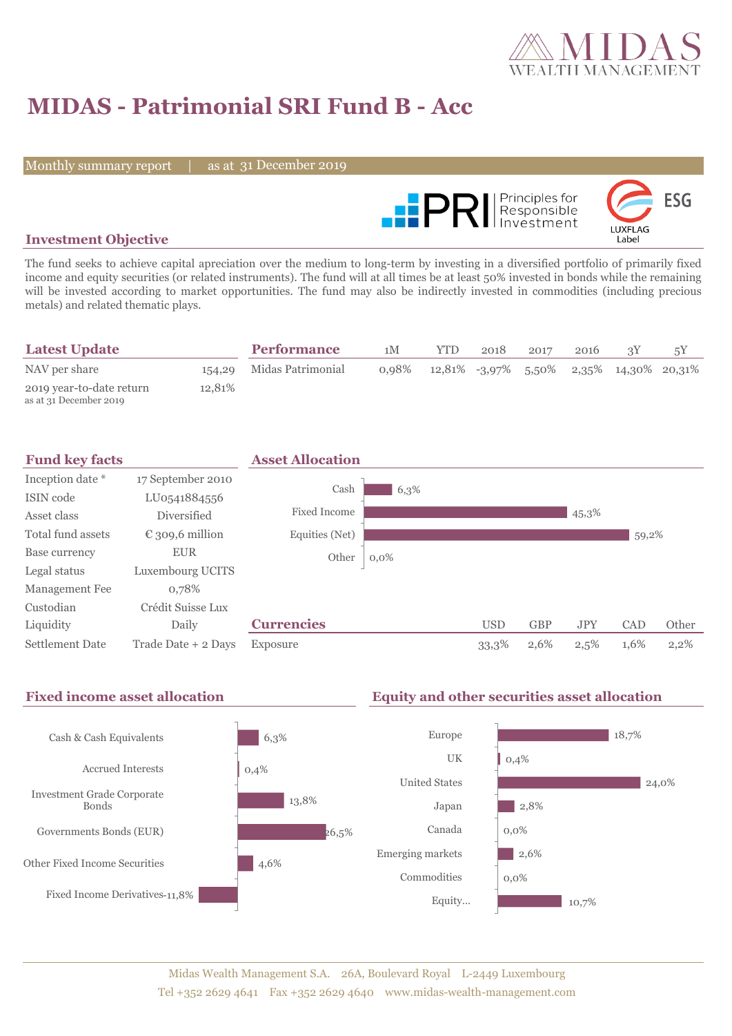# MIDAS - Patrimonial SRI Fund B - Acc

Monthly summary report | as at 31 December 2019

## Investment Objective

The fund seeks to achieve capital apreciation over the medium to long-term by investing in a diversified portfolio of primarily fixed income and equity securities (or related instruments). The fund will at all times be at least 50% invested in bonds while the remaining will be invested according to market opportunities. The fund may also be indirectly invested in commodities (including precious metals) and related thematic plays.

## Latest Update

| | |
|---|---|
| NAV per share | 154,29 |
| 2019 year-to-date return as at 31 December 2019 | 12,81% |

## Performance

| | 1M | YTD | 2018 | 2017 | 2016 | 3Y | 5Y |
|---|---|---|---|---|---|---|---|
| Midas Patrimonial | 0,98% | 12,81% | -3,97% | 5,50% | 2,35% | 14,30% | 20,31% |

## Fund key facts

| | |
|---|---|
| Inception date * | 17 September 2010 |
| ISIN code | LU0541884556 |
| Asset class | Diversified |
| Total fund assets | € 309,6 million |
| Base currency | EUR |
| Legal status | Luxembourg UCITS |
| Management Fee | 0,78% |
| Custodian | Crédit Suisse Lux |
| Liquidity | Daily |
| Settlement Date | Trade Date + 2 Days |

## Asset Allocation

| | |
|---|---|
| Cash | 6,3% |
| Fixed Income | 45,3% |
| Equities (Net) | 59,2% |
| Other | 0,0% |

## Currencies

| | USD | GBP | JPY | CAD | Other |
|---|---|---|---|---|---|
| Exposure | 33,3% | 2,6% | 2,5% | 1,6% | 2,2% |

## Fixed income asset allocation

| | |
|---|---|
| Cash & Cash Equivalents | 6,3% |
| Accrued Interests | 0,4% |
| Investment Grade Corporate Bonds | 13,8% |
| Governments Bonds (EUR) | 26,5% |
| Other Fixed Income Securities | 4,6% |
| Fixed Income Derivatives | -11,8% |

## Equity and other securities asset allocation

| | |
|---|---|
| Europe | 18,7% |
| UK | 0,4% |
| United States | 24,0% |
| Japan | 2,8% |
| Canada | 0,0% |
| Emerging markets | 2,6% |
| Commodities | 0,0% |
| Equity... | 10,7% |

Midas Wealth Management S.A. 26A, Boulevard Royal L-2449 Luxembourg
Tel +352 2629 4641 Fax +352 2629 4640 www.midas-wealth-management.com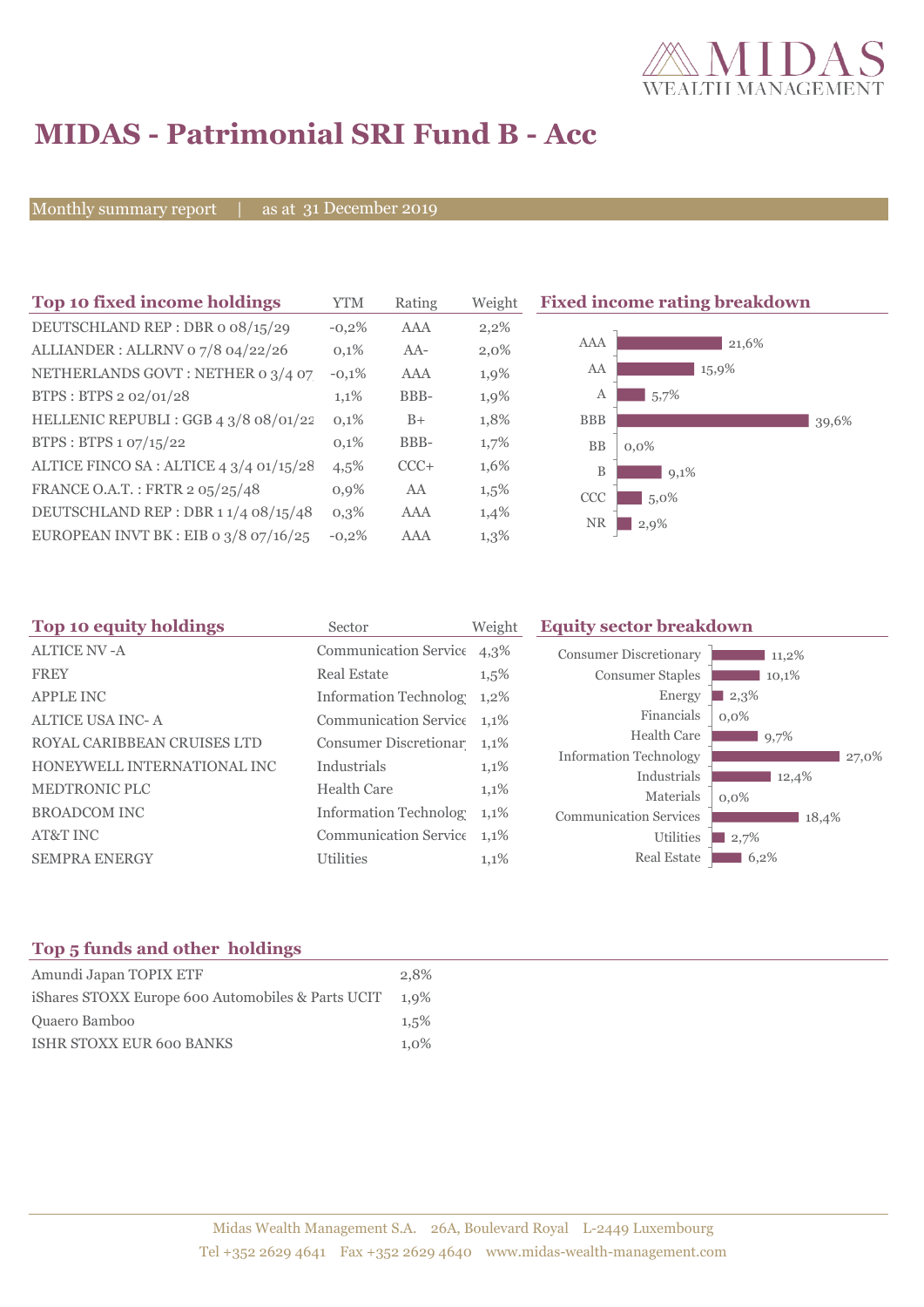# MIDAS - Patrimonial SRI Fund B - Acc

Monthly summary report | as at 31 December 2019

## Top 10 fixed income holdings

| Top 10 fixed income holdings | YTM | Rating | Weight |
|---|---|---|---|
| DEUTSCHLAND REP : DBR 0 08/15/29 | -0,2% | AAA | 2,2% |
| ALLIANDER : ALLRNV 0 7/8 04/22/26 | 0,1% | AA- | 2,0% |
| NETHERLANDS GOVT : NETHER 0 3/4 07 | -0,1% | AAA | 1,9% |
| BTPS : BTPS 2 02/01/28 | 1,1% | BBB- | 1,9% |
| HELLENIC REPUBLI : GGB 4 3/8 08/01/22 | 0,1% | B+ | 1,8% |
| BTPS : BTPS 1 07/15/22 | 0,1% | BBB- | 1,7% |
| ALTICE FINCO SA : ALTICE 4 3/4 01/15/28 | 4,5% | CCC+ | 1,6% |
| FRANCE O.A.T. : FRTR 2 05/25/48 | 0,9% | AA | 1,5% |
| DEUTSCHLAND REP : DBR 1 1/4 08/15/48 | 0,3% | AAA | 1,4% |
| EUROPEAN INVT BK : EIB 0 3/8 07/16/25 | -0,2% | AAA | 1,3% |

## Fixed income rating breakdown

| Rating | Weight |
|---|---|
| AAA | 21,6% |
| AA | 15,9% |
| A | 5,7% |
| BBB | 39,6% |
| BB | 0,0% |
| B | 9,1% |
| CCC | 5,0% |
| NR | 2,9% |

## Top 10 equity holdings

| Top 10 equity holdings | Sector | Weight |
|---|---|---|
| ALTICE NV -A | Communication Service | 4,3% |
| FREY | Real Estate | 1,5% |
| APPLE INC | Information Technolog | 1,2% |
| ALTICE USA INC- A | Communication Service | 1,1% |
| ROYAL CARIBBEAN CRUISES LTD | Consumer Discretionar | 1,1% |
| HONEYWELL INTERNATIONAL INC | Industrials | 1,1% |
| MEDTRONIC PLC | Health Care | 1,1% |
| BROADCOM INC | Information Technolog | 1,1% |
| AT&T INC | Communication Service | 1,1% |
| SEMPRA ENERGY | Utilities | 1,1% |

## Equity sector breakdown

| Sector | Weight |
|---|---|
| Consumer Discretionary | 11,2% |
| Consumer Staples | 10,1% |
| Energy | 2,3% |
| Financials | 0,0% |
| Health Care | 9,7% |
| Information Technology | 27,0% |
| Industrials | 12,4% |
| Materials | 0,0% |
| Communication Services | 18,4% |
| Utilities | 2,7% |
| Real Estate | 6,2% |

## Top 5 funds and other holdings

| Top 5 funds and other holdings | |
|---|---|
| Amundi Japan TOPIX ETF | 2,8% |
| iShares STOXX Europe 600 Automobiles & Parts UCIT | 1,9% |
| Quaero Bamboo | 1,5% |
| ISHR STOXX EUR 600 BANKS | 1,0% |

Midas Wealth Management S.A. 26A, Boulevard Royal L-2449 Luxembourg
Tel +352 2629 4641 Fax +352 2629 4640 www.midas-wealth-management.com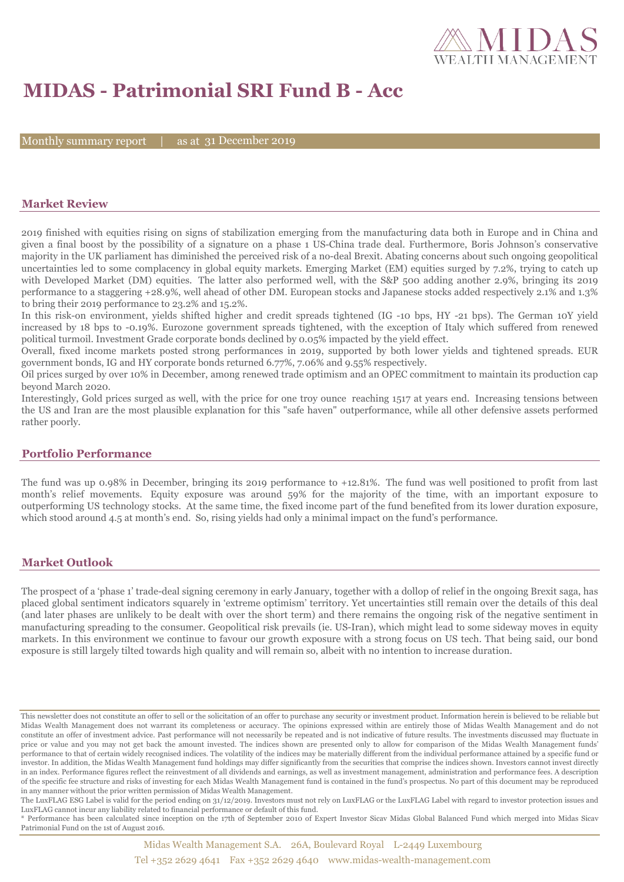# MIDAS - Patrimonial SRI Fund B - Acc

Monthly summary report | as at 31 December 2019

## Market Review

2019 finished with equities rising on signs of stabilization emerging from the manufacturing data both in Europe and in China and given a final boost by the possibility of a signature on a phase 1 US-China trade deal. Furthermore, Boris Johnson's conservative majority in the UK parliament has diminished the perceived risk of a no-deal Brexit. Abating concerns about such ongoing geopolitical uncertainties led to some complacency in global equity markets. Emerging Market (EM) equities surged by 7.2%, trying to catch up with Developed Market (DM) equities. The latter also performed well, with the S&P 500 adding another 2.9%, bringing its 2019 performance to a staggering +28.9%, well ahead of other DM. European stocks and Japanese stocks added respectively 2.1% and 1.3% to bring their 2019 performance to 23.2% and 15.2%.

In this risk-on environment, yields shifted higher and credit spreads tightened (IG -10 bps, HY -21 bps). The German 10Y yield increased by 18 bps to -0.19%. Eurozone government spreads tightened, with the exception of Italy which suffered from renewed political turmoil. Investment Grade corporate bonds declined by 0.05% impacted by the yield effect.

Overall, fixed income markets posted strong performances in 2019, supported by both lower yields and tightened spreads. EUR government bonds, IG and HY corporate bonds returned 6.77%, 7.06% and 9.55% respectively.

Oil prices surged by over 10% in December, among renewed trade optimism and an OPEC commitment to maintain its production cap beyond March 2020.

Interestingly, Gold prices surged as well, with the price for one troy ounce reaching 1517 at years end. Increasing tensions between the US and Iran are the most plausible explanation for this "safe haven" outperformance, while all other defensive assets performed rather poorly.

## Portfolio Performance

The fund was up 0.98% in December, bringing its 2019 performance to +12.81%. The fund was well positioned to profit from last month's relief movements. Equity exposure was around 59% for the majority of the time, with an important exposure to outperforming US technology stocks. At the same time, the fixed income part of the fund benefited from its lower duration exposure, which stood around 4.5 at month's end. So, rising yields had only a minimal impact on the fund's performance.

## Market Outlook

The prospect of a 'phase 1' trade-deal signing ceremony in early January, together with a dollop of relief in the ongoing Brexit saga, has placed global sentiment indicators squarely in 'extreme optimism' territory. Yet uncertainties still remain over the details of this deal (and later phases are unlikely to be dealt with over the short term) and there remains the ongoing risk of the negative sentiment in manufacturing spreading to the consumer. Geopolitical risk prevails (ie. US-Iran), which might lead to some sideway moves in equity markets. In this environment we continue to favour our growth exposure with a strong focus on US tech. That being said, our bond exposure is still largely tilted towards high quality and will remain so, albeit with no intention to increase duration.

This newsletter does not constitute an offer to sell or the solicitation of an offer to purchase any security or investment product. Information herein is believed to be reliable but Midas Wealth Management does not warrant its completeness or accuracy. The opinions expressed within are entirely those of Midas Wealth Management and do not constitute an offer of investment advice. Past performance will not necessarily be repeated and is not indicative of future results. The investments discussed may fluctuate in price or value and you may not get back the amount invested. The indices shown are presented only to allow for comparison of the Midas Wealth Management funds' performance to that of certain widely recognised indices. The volatility of the indices may be materially different from the individual performance attained by a specific fund or investor. In addition, the Midas Wealth Management fund holdings may differ significantly from the securities that comprise the indices shown. Investors cannot invest directly in an index. Performance figures reflect the reinvestment of all dividends and earnings, as well as investment management, administration and performance fees. A description of the specific fee structure and risks of investing for each Midas Wealth Management fund is contained in the fund's prospectus. No part of this document may be reproduced in any manner without the prior written permission of Midas Wealth Management.

The LuxFLAG ESG Label is valid for the period ending on 31/12/2019. Investors must not rely on LuxFLAG or the LuxFLAG Label with regard to investor protection issues and LuxFLAG cannot incur any liability related to financial performance or default of this fund.

* Performance has been calculated since inception on the 17th of September 2010 of Expert Investor Sicav Midas Global Balanced Fund which merged into Midas Sicav Patrimonial Fund on the 1st of August 2016.

Midas Wealth Management S.A. 26A, Boulevard Royal L-2449 Luxembourg

Tel +352 2629 4641 Fax +352 2629 4640 www.midas-wealth-management.com